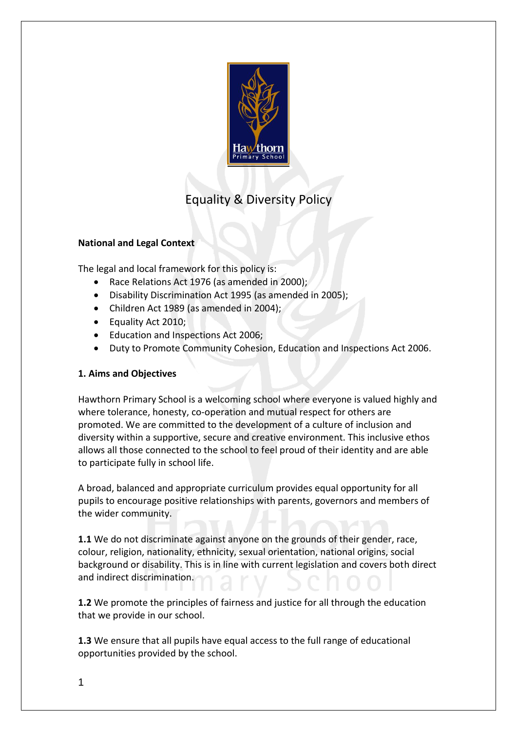# Equality & Diversity Policy

**National and Legal Context**

The legal and local framework for this policy is:

- Race Relations Act 1976 (as amended in 2000);
- Disability Discrimination Act 1995 (as amended in 2005);
- Children Act 1989 (as amended in 2004);
- Equality Act 2010;
- Education and Inspections Act 2006;
- Duty to Promote Community Cohesion, Education and Inspections Act 2006.

**1. Aims and Objectives**

Hawthorn Primary School is a welcoming school where everyone is valued highly and where tolerance, honesty, co-operation and mutual respect for others are promoted. We are committed to the development of a culture of inclusion and diversity within a supportive, secure and creative environment. This inclusive ethos allows all those connected to the school to feel proud of their identity and are able to participate fully in school life.

A broad, balanced and appropriate curriculum provides equal opportunity for all pupils to encourage positive relationships with parents, governors and members of the wider community.

**1.1** We do not discriminate against anyone on the grounds of their gender, race, colour, religion, nationality, ethnicity, sexual orientation, national origins, social background or disability. This is in line with current legislation and covers both direct and indirect discrimination.

**1.2** We promote the principles of fairness and justice for all through the education that we provide in our school.

**1.3** We ensure that all pupils have equal access to the full range of educational opportunities provided by the school.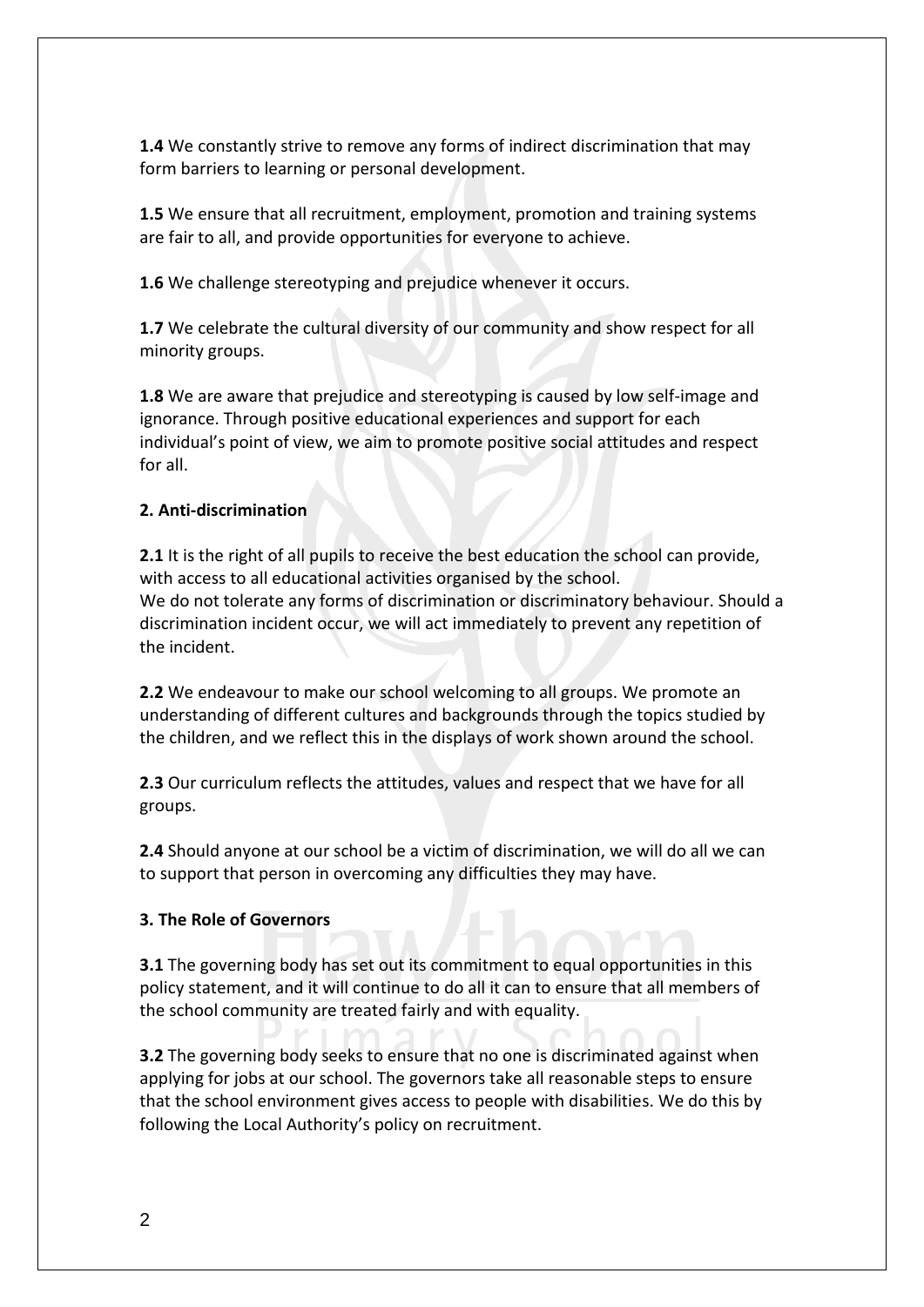**1.4** We constantly strive to remove any forms of indirect discrimination that may form barriers to learning or personal development.

**1.5** We ensure that all recruitment, employment, promotion and training systems are fair to all, and provide opportunities for everyone to achieve.

**1.6** We challenge stereotyping and prejudice whenever it occurs.

**1.7** We celebrate the cultural diversity of our community and show respect for all minority groups.

**1.8** We are aware that prejudice and stereotyping is caused by low self-image and ignorance. Through positive educational experiences and support for each individual's point of view, we aim to promote positive social attitudes and respect for all.

**2. Anti-discrimination**

**2.1** It is the right of all pupils to receive the best education the school can provide, with access to all educational activities organised by the school.
We do not tolerate any forms of discrimination or discriminatory behaviour. Should a discrimination incident occur, we will act immediately to prevent any repetition of the incident.

**2.2** We endeavour to make our school welcoming to all groups. We promote an understanding of different cultures and backgrounds through the topics studied by the children, and we reflect this in the displays of work shown around the school.

**2.3** Our curriculum reflects the attitudes, values and respect that we have for all groups.

**2.4** Should anyone at our school be a victim of discrimination, we will do all we can to support that person in overcoming any difficulties they may have.

**3. The Role of Governors**

**3.1** The governing body has set out its commitment to equal opportunities in this policy statement, and it will continue to do all it can to ensure that all members of the school community are treated fairly and with equality.

**3.2** The governing body seeks to ensure that no one is discriminated against when applying for jobs at our school. The governors take all reasonable steps to ensure that the school environment gives access to people with disabilities. We do this by following the Local Authority's policy on recruitment.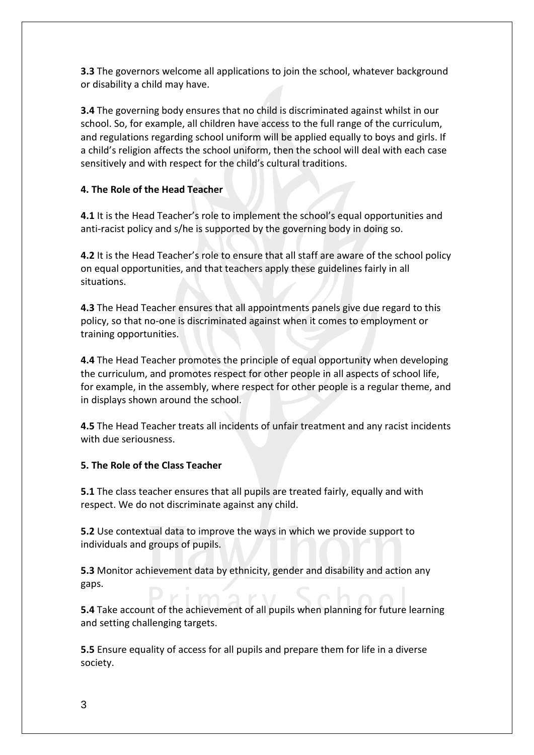**3.3** The governors welcome all applications to join the school, whatever background or disability a child may have.

**3.4** The governing body ensures that no child is discriminated against whilst in our school. So, for example, all children have access to the full range of the curriculum, and regulations regarding school uniform will be applied equally to boys and girls. If a child's religion affects the school uniform, then the school will deal with each case sensitively and with respect for the child's cultural traditions.

## 4. The Role of the Head Teacher

**4.1** It is the Head Teacher's role to implement the school's equal opportunities and anti-racist policy and s/he is supported by the governing body in doing so.

**4.2** It is the Head Teacher's role to ensure that all staff are aware of the school policy on equal opportunities, and that teachers apply these guidelines fairly in all situations.

**4.3** The Head Teacher ensures that all appointments panels give due regard to this policy, so that no-one is discriminated against when it comes to employment or training opportunities.

**4.4** The Head Teacher promotes the principle of equal opportunity when developing the curriculum, and promotes respect for other people in all aspects of school life, for example, in the assembly, where respect for other people is a regular theme, and in displays shown around the school.

**4.5** The Head Teacher treats all incidents of unfair treatment and any racist incidents with due seriousness.

## 5. The Role of the Class Teacher

**5.1** The class teacher ensures that all pupils are treated fairly, equally and with respect. We do not discriminate against any child.

**5.2** Use contextual data to improve the ways in which we provide support to individuals and groups of pupils.

**5.3** Monitor achievement data by ethnicity, gender and disability and action any gaps.

**5.4** Take account of the achievement of all pupils when planning for future learning and setting challenging targets.

**5.5** Ensure equality of access for all pupils and prepare them for life in a diverse society.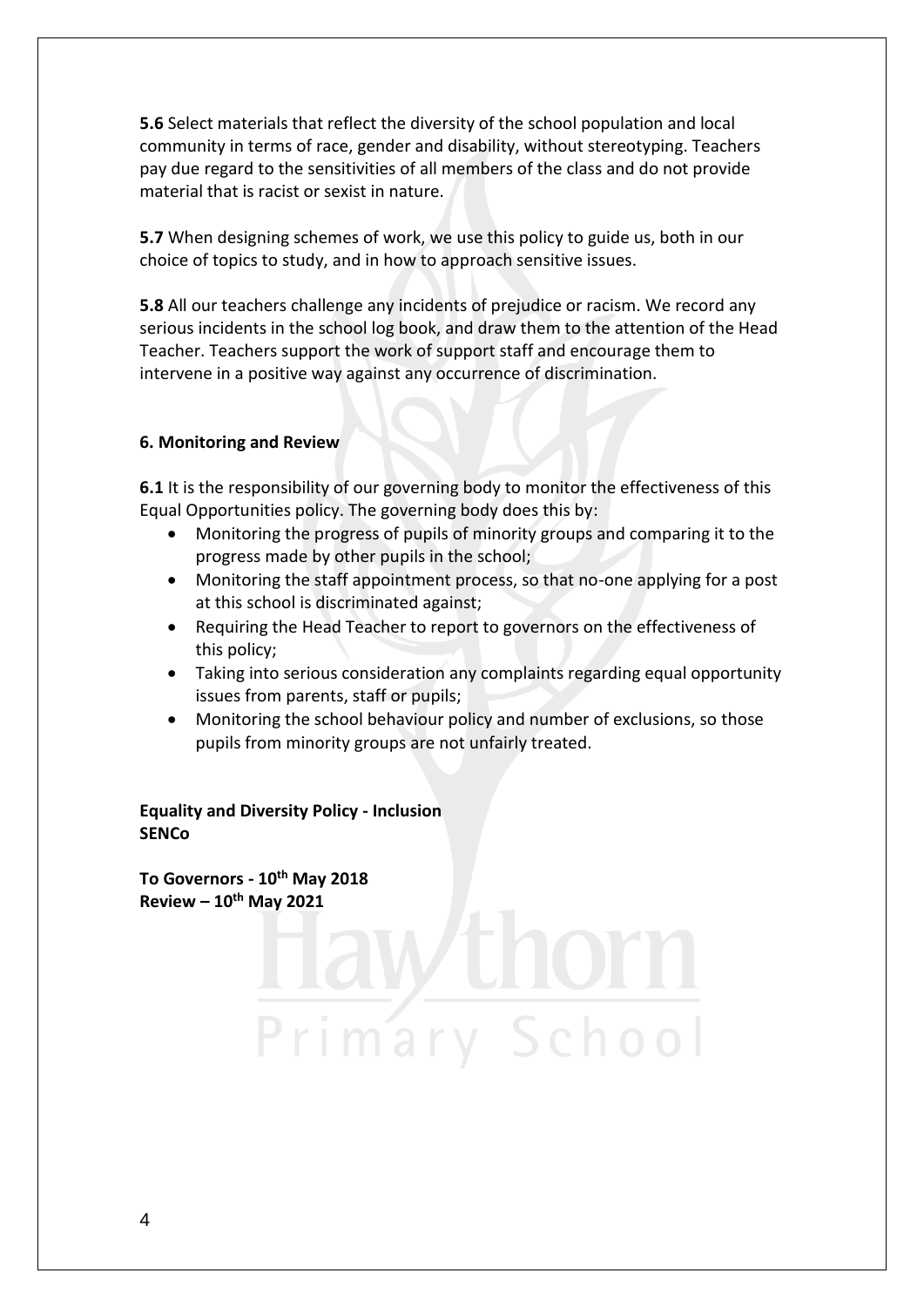**5.6** Select materials that reflect the diversity of the school population and local community in terms of race, gender and disability, without stereotyping. Teachers pay due regard to the sensitivities of all members of the class and do not provide material that is racist or sexist in nature.

**5.7** When designing schemes of work, we use this policy to guide us, both in our choice of topics to study, and in how to approach sensitive issues.

**5.8** All our teachers challenge any incidents of prejudice or racism. We record any serious incidents in the school log book, and draw them to the attention of the Head Teacher. Teachers support the work of support staff and encourage them to intervene in a positive way against any occurrence of discrimination.

### 6. Monitoring and Review

**6.1** It is the responsibility of our governing body to monitor the effectiveness of this Equal Opportunities policy. The governing body does this by:

- Monitoring the progress of pupils of minority groups and comparing it to the progress made by other pupils in the school;
- Monitoring the staff appointment process, so that no-one applying for a post at this school is discriminated against;
- Requiring the Head Teacher to report to governors on the effectiveness of this policy;
- Taking into serious consideration any complaints regarding equal opportunity issues from parents, staff or pupils;
- Monitoring the school behaviour policy and number of exclusions, so those pupils from minority groups are not unfairly treated.

**Equality and Diversity Policy - Inclusion**
**SENCo**

**To Governors - 10th May 2018**
**Review – 10th May 2021**